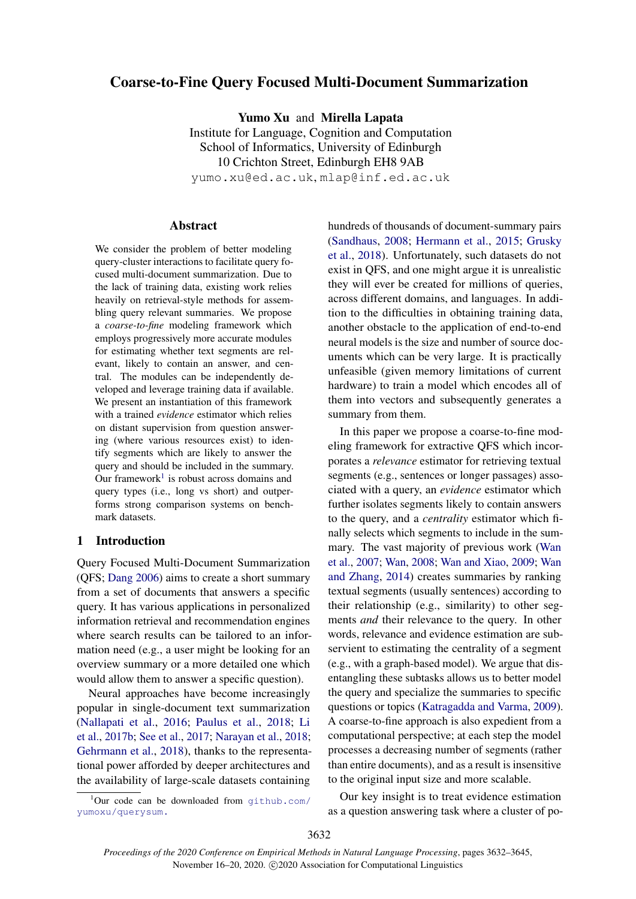# Coarse-to-Fine Query Focused Multi-Document Summarization

**Yumo Xu** and **Mirella Lapata**
Institute for Language, Cognition and Computation
School of Informatics, University of Edinburgh
10 Crichton Street, Edinburgh EH8 9AB
yumo.xu@ed.ac.uk, mlap@inf.ed.ac.uk

## Abstract

We consider the problem of better modeling query-cluster interactions to facilitate query focused multi-document summarization. Due to the lack of training data, existing work relies heavily on retrieval-style methods for assembling query relevant summaries. We propose a *coarse-to-fine* modeling framework which employs progressively more accurate modules for estimating whether text segments are relevant, likely to contain an answer, and central. The modules can be independently developed and leverage training data if available. We present an instantiation of this framework with a trained *evidence* estimator which relies on distant supervision from question answering (where various resources exist) to identify segments which are likely to answer the query and should be included in the summary. Our framework[1] is robust across domains and query types (i.e., long vs short) and outperforms strong comparison systems on benchmark datasets.

## 1 Introduction

Query Focused Multi-Document Summarization (QFS; Dang 2006) aims to create a short summary from a set of documents that answers a specific query. It has various applications in personalized information retrieval and recommendation engines where search results can be tailored to an information need (e.g., a user might be looking for an overview summary or a more detailed one which would allow them to answer a specific question).

Neural approaches have become increasingly popular in single-document text summarization (Nallapati et al., 2016; Paulus et al., 2018; Li et al., 2017b; See et al., 2017; Narayan et al., 2018; Gehrmann et al., 2018), thanks to the representational power afforded by deeper architectures and the availability of large-scale datasets containing hundreds of thousands of document-summary pairs (Sandhaus, 2008; Hermann et al., 2015; Grusky et al., 2018). Unfortunately, such datasets do not exist in QFS, and one might argue it is unrealistic they will ever be created for millions of queries, across different domains, and languages. In addition to the difficulties in obtaining training data, another obstacle to the application of end-to-end neural models is the size and number of source documents which can be very large. It is practically unfeasible (given memory limitations of current hardware) to train a model which encodes all of them into vectors and subsequently generates a summary from them.

In this paper we propose a coarse-to-fine modeling framework for extractive QFS which incorporates a *relevance* estimator for retrieving textual segments (e.g., sentences or longer passages) associated with a query, an *evidence* estimator which further isolates segments likely to contain answers to the query, and a *centrality* estimator which finally selects which segments to include in the summary. The vast majority of previous work (Wan et al., 2007; Wan, 2008; Wan and Xiao, 2009; Wan and Zhang, 2014) creates summaries by ranking textual segments (usually sentences) according to their relationship (e.g., similarity) to other segments *and* their relevance to the query. In other words, relevance and evidence estimation are subservient to estimating the centrality of a segment (e.g., with a graph-based model). We argue that disentangling these subtasks allows us to better model the query and specialize the summaries to specific questions or topics (Katragadda and Varma, 2009). A coarse-to-fine approach is also expedient from a computational perspective; at each step the model processes a decreasing number of segments (rather than entire documents), and as a result is insensitive to the original input size and more scalable.

Our key insight is to treat evidence estimation as a question answering task where a cluster of po-

[1] Our code can be downloaded from github.com/yumoxu/querysum.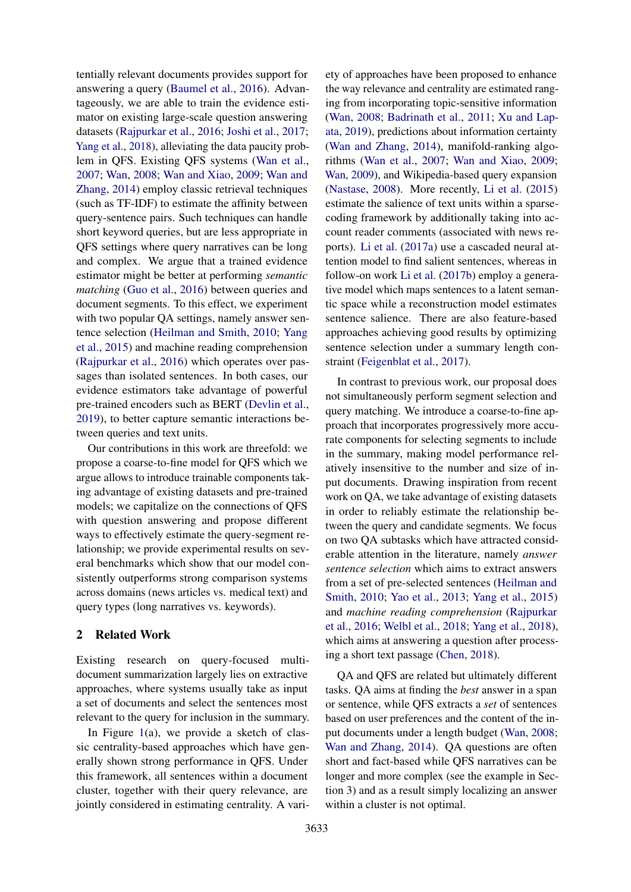tentially relevant documents provides support for answering a query (Baumel et al., 2016). Advantageously, we are able to train the evidence estimator on existing large-scale question answering datasets (Rajpurkar et al., 2016; Joshi et al., 2017; Yang et al., 2018), alleviating the data paucity problem in QFS. Existing QFS systems (Wan et al., 2007; Wan, 2008; Wan and Xiao, 2009; Wan and Zhang, 2014) employ classic retrieval techniques (such as TF-IDF) to estimate the affinity between query-sentence pairs. Such techniques can handle short keyword queries, but are less appropriate in QFS settings where query narratives can be long and complex. We argue that a trained evidence estimator might be better at performing *semantic matching* (Guo et al., 2016) between queries and document segments. To this effect, we experiment with two popular QA settings, namely answer sentence selection (Heilman and Smith, 2010; Yang et al., 2015) and machine reading comprehension (Rajpurkar et al., 2016) which operates over passages than isolated sentences. In both cases, our evidence estimators take advantage of powerful pre-trained encoders such as BERT (Devlin et al., 2019), to better capture semantic interactions between queries and text units.

Our contributions in this work are threefold: we propose a coarse-to-fine model for QFS which we argue allows to introduce trainable components taking advantage of existing datasets and pre-trained models; we capitalize on the connections of QFS with question answering and propose different ways to effectively estimate the query-segment relationship; we provide experimental results on several benchmarks which show that our model consistently outperforms strong comparison systems across domains (news articles vs. medical text) and query types (long narratives vs. keywords).

## 2 Related Work

Existing research on query-focused multi-document summarization largely lies on extractive approaches, where systems usually take as input a set of documents and select the sentences most relevant to the query for inclusion in the summary.

In Figure 1(a), we provide a sketch of classic centrality-based approaches which have generally shown strong performance in QFS. Under this framework, all sentences within a document cluster, together with their query relevance, are jointly considered in estimating centrality. A variety of approaches have been proposed to enhance the way relevance and centrality are estimated ranging from incorporating topic-sensitive information (Wan, 2008; Badrinath et al., 2011; Xu and Lapata, 2019), predictions about information certainty (Wan and Zhang, 2014), manifold-ranking algorithms (Wan et al., 2007; Wan and Xiao, 2009; Wan, 2009), and Wikipedia-based query expansion (Nastase, 2008). More recently, Li et al. (2015) estimate the salience of text units within a sparse-coding framework by additionally taking into account reader comments (associated with news reports). Li et al. (2017a) use a cascaded neural attention model to find salient sentences, whereas in follow-on work Li et al. (2017b) employ a generative model which maps sentences to a latent semantic space while a reconstruction model estimates sentence salience. There are also feature-based approaches achieving good results by optimizing sentence selection under a summary length constraint (Feigenblat et al., 2017).

In contrast to previous work, our proposal does not simultaneously perform segment selection and query matching. We introduce a coarse-to-fine approach that incorporates progressively more accurate components for selecting segments to include in the summary, making model performance relatively insensitive to the number and size of input documents. Drawing inspiration from recent work on QA, we take advantage of existing datasets in order to reliably estimate the relationship between the query and candidate segments. We focus on two QA subtasks which have attracted considerable attention in the literature, namely *answer sentence selection* which aims to extract answers from a set of pre-selected sentences (Heilman and Smith, 2010; Yao et al., 2013; Yang et al., 2015) and *machine reading comprehension* (Rajpurkar et al., 2016; Welbl et al., 2018; Yang et al., 2018), which aims at answering a question after processing a short text passage (Chen, 2018).

QA and QFS are related but ultimately different tasks. QA aims at finding the *best* answer in a span or sentence, while QFS extracts a *set* of sentences based on user preferences and the content of the input documents under a length budget (Wan, 2008; Wan and Zhang, 2014). QA questions are often short and fact-based while QFS narratives can be longer and more complex (see the example in Section 3) and as a result simply localizing an answer within a cluster is not optimal.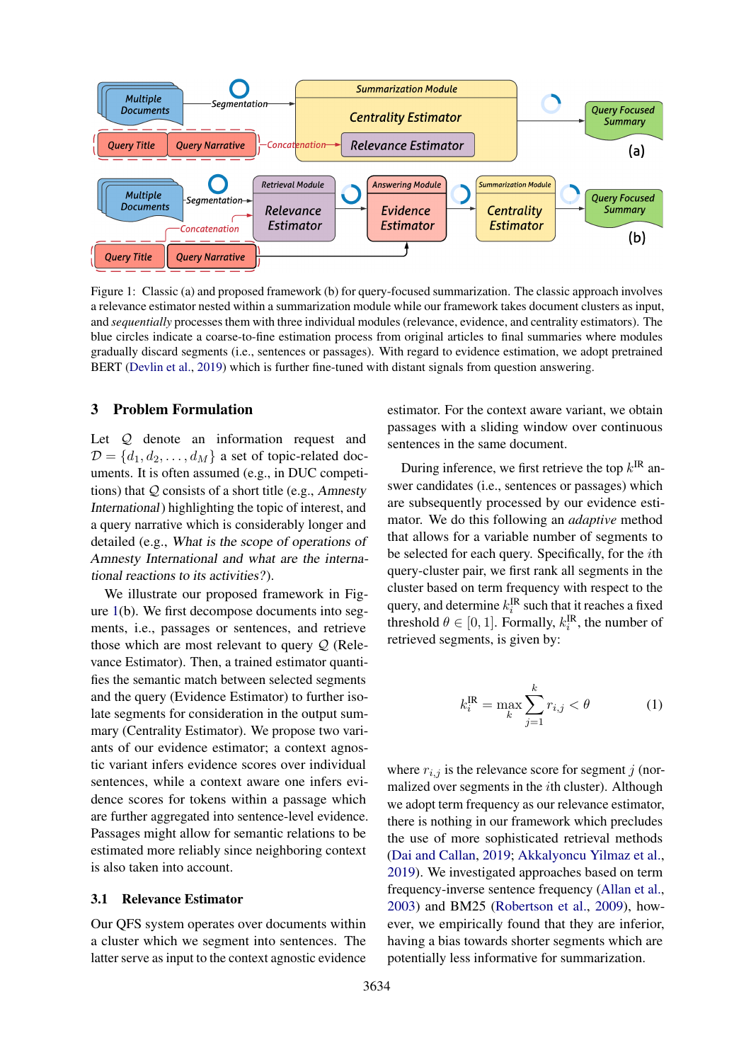Figure 1: Classic (a) and proposed framework (b) for query-focused summarization. The classic approach involves a relevance estimator nested within a summarization module while our framework takes document clusters as input, and *sequentially* processes them with three individual modules (relevance, evidence, and centrality estimators). The blue circles indicate a coarse-to-fine estimation process from original articles to final summaries where modules gradually discard segments (i.e., sentences or passages). With regard to evidence estimation, we adopt pretrained BERT (Devlin et al., 2019) which is further fine-tuned with distant signals from question answering.

## 3 Problem Formulation

Let $\mathcal{Q}$ denote an information request and $\mathcal{D} = \{d_1, d_2, \ldots, d_M\}$ a set of topic-related documents. It is often assumed (e.g., in DUC competitions) that $\mathcal{Q}$ consists of a short title (e.g., *Amnesty International*) highlighting the topic of interest, and a query narrative which is considerably longer and detailed (e.g., *What is the scope of operations of Amnesty International and what are the international reactions to its activities?*).

We illustrate our proposed framework in Figure 1(b). We first decompose documents into segments, i.e., passages or sentences, and retrieve those which are most relevant to query $\mathcal{Q}$ (Relevance Estimator). Then, a trained estimator quantifies the semantic match between selected segments and the query (Evidence Estimator) to further isolate segments for consideration in the output summary (Centrality Estimator). We propose two variants of our evidence estimator; a context agnostic variant infers evidence scores over individual sentences, while a context aware one infers evidence scores for tokens within a passage which are further aggregated into sentence-level evidence. Passages might allow for semantic relations to be estimated more reliably since neighboring context is also taken into account.

### 3.1 Relevance Estimator

Our QFS system operates over documents within a cluster which we segment into sentences. The latter serve as input to the context agnostic evidence estimator. For the context aware variant, we obtain passages with a sliding window over continuous sentences in the same document.

During inference, we first retrieve the top $k^{\text{IR}}$ answer candidates (i.e., sentences or passages) which are subsequently processed by our evidence estimator. We do this following an *adaptive* method that allows for a variable number of segments to be selected for each query. Specifically, for the $i$th query-cluster pair, we first rank all segments in the cluster based on term frequency with respect to the query, and determine $k_i^{\text{IR}}$ such that it reaches a fixed threshold $\theta \in [0, 1]$. Formally, $k_i^{\text{IR}}$, the number of retrieved segments, is given by:

$$k_i^{\text{IR}} = \max_k \sum_{j=1}^{k} r_{i,j} < \theta \tag{1}$$

where $r_{i,j}$ is the relevance score for segment $j$ (normalized over segments in the $i$th cluster). Although we adopt term frequency as our relevance estimator, there is nothing in our framework which precludes the use of more sophisticated retrieval methods (Dai and Callan, 2019; Akkalyoncu Yilmaz et al., 2019). We investigated approaches based on term frequency-inverse sentence frequency (Allan et al., 2003) and BM25 (Robertson et al., 2009), however, we empirically found that they are inferior, having a bias towards shorter segments which are potentially less informative for summarization.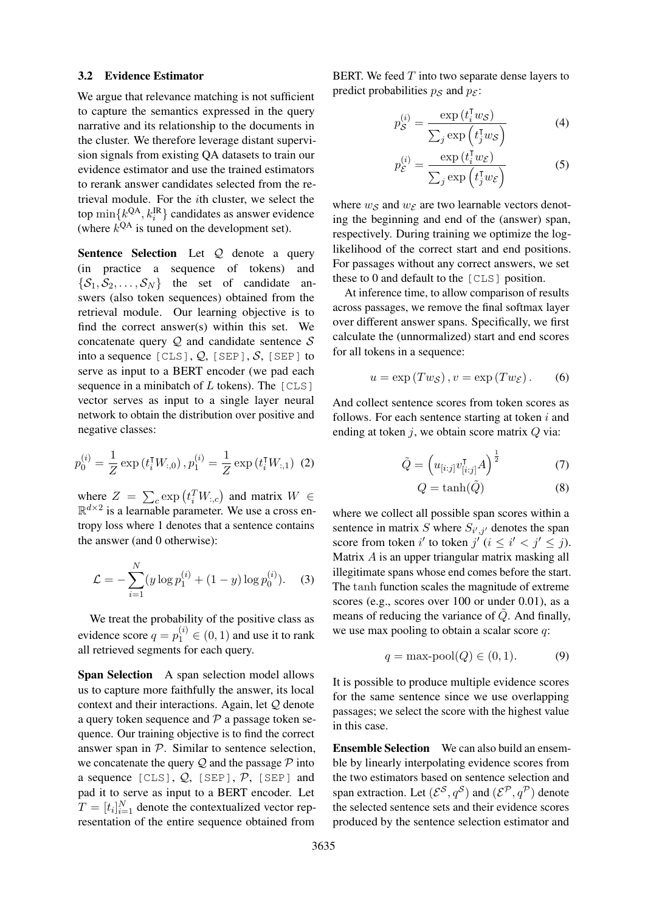### 3.2 Evidence Estimator

We argue that relevance matching is not sufficient to capture the semantics expressed in the query narrative and its relationship to the documents in the cluster. We therefore leverage distant supervision signals from existing QA datasets to train our evidence estimator and use the trained estimators to rerank answer candidates selected from the retrieval module. For the $i$th cluster, we select the top $\min\{k^{\text{QA}}, k_i^{\text{IR}}\}$ candidates as answer evidence (where $k^{\text{QA}}$ is tuned on the development set).

**Sentence Selection** Let $\mathcal{Q}$ denote a query (in practice a sequence of tokens) and $\{\mathcal{S}_1, \mathcal{S}_2, \dots, \mathcal{S}_N\}$ the set of candidate answers (also token sequences) obtained from the retrieval module. Our learning objective is to find the correct answer(s) within this set. We concatenate query $\mathcal{Q}$ and candidate sentence $\mathcal{S}$ into a sequence `[CLS]`, $\mathcal{Q}$, `[SEP]`, $\mathcal{S}$, `[SEP]` to serve as input to a BERT encoder (we pad each sequence in a minibatch of $L$ tokens). The `[CLS]` vector serves as input to a single layer neural network to obtain the distribution over positive and negative classes:

$$p_0^{(i)} = \frac{1}{Z}\exp\left(t_i^\intercal W_{:,0}\right), p_1^{(i)} = \frac{1}{Z}\exp\left(t_i^\intercal W_{:,1}\right) \quad (2)$$

where $Z = \sum_c \exp\left(t_i^T W_{:,c}\right)$ and matrix $W \in \mathbb{R}^{d\times 2}$ is a learnable parameter. We use a cross entropy loss where 1 denotes that a sentence contains the answer (and 0 otherwise):

$$\mathcal{L} = -\sum_{i=1}^{N}(y\log p_1^{(i)} + (1-y)\log p_0^{(i)}). \quad (3)$$

We treat the probability of the positive class as evidence score $q = p_1^{(i)} \in (0,1)$ and use it to rank all retrieved segments for each query.

**Span Selection** A span selection model allows us to capture more faithfully the answer, its local context and their interactions. Again, let $\mathcal{Q}$ denote a query token sequence and $\mathcal{P}$ a passage token sequence. Our training objective is to find the correct answer span in $\mathcal{P}$. Similar to sentence selection, we concatenate the query $\mathcal{Q}$ and the passage $\mathcal{P}$ into a sequence `[CLS]`, $\mathcal{Q}$, `[SEP]`, $\mathcal{P}$, `[SEP]` and pad it to serve as input to a BERT encoder. Let $T = [t_i]_{i=1}^N$ denote the contextualized vector representation of the entire sequence obtained from BERT. We feed $T$ into two separate dense layers to predict probabilities $p_\mathcal{S}$ and $p_\mathcal{E}$:

$$p_\mathcal{S}^{(i)} = \frac{\exp\left(t_i^\intercal w_\mathcal{S}\right)}{\sum_j \exp\left(t_j^\intercal w_\mathcal{S}\right)} \quad (4)$$

$$p_\mathcal{E}^{(i)} = \frac{\exp\left(t_i^\intercal w_\mathcal{E}\right)}{\sum_j \exp\left(t_j^\intercal w_\mathcal{E}\right)} \quad (5)$$

where $w_\mathcal{S}$ and $w_\mathcal{E}$ are two learnable vectors denoting the beginning and end of the (answer) span, respectively. During training we optimize the log-likelihood of the correct start and end positions. For passages without any correct answers, we set these to 0 and default to the `[CLS]` position.

At inference time, to allow comparison of results across passages, we remove the final softmax layer over different answer spans. Specifically, we first calculate the (unnormalized) start and end scores for all tokens in a sequence:

$$u = \exp\left(Tw_\mathcal{S}\right), v = \exp\left(Tw_\mathcal{E}\right). \quad (6)$$

And collect sentence scores from token scores as follows. For each sentence starting at token $i$ and ending at token $j$, we obtain score matrix $Q$ via:

$$\tilde{Q} = \left(u_{[i:j]}v_{[i:j]}^\intercal A\right)^{\frac{1}{2}} \quad (7)$$

$$Q = \tanh(\tilde{Q}) \quad (8)$$

where we collect all possible span scores within a sentence in matrix $S$ where $S_{i',j'}$ denotes the span score from token $i'$ to token $j'$ ($i \le i' < j' \le j$). Matrix $A$ is an upper triangular matrix masking all illegitimate spans whose end comes before the start. The tanh function scales the magnitude of extreme scores (e.g., scores over 100 or under 0.01), as a means of reducing the variance of $\tilde{Q}$. And finally, we use max pooling to obtain a scalar score $q$:

$$q = \text{max-pool}(Q) \in (0,1). \quad (9)$$

It is possible to produce multiple evidence scores for the same sentence since we use overlapping passages; we select the score with the highest value in this case.

**Ensemble Selection** We can also build an ensemble by linearly interpolating evidence scores from the two estimators based on sentence selection and span extraction. Let $(\mathcal{E}^\mathcal{S}, q^\mathcal{S})$ and $(\mathcal{E}^\mathcal{P}, q^\mathcal{P})$ denote the selected sentence sets and their evidence scores produced by the sentence selection estimator and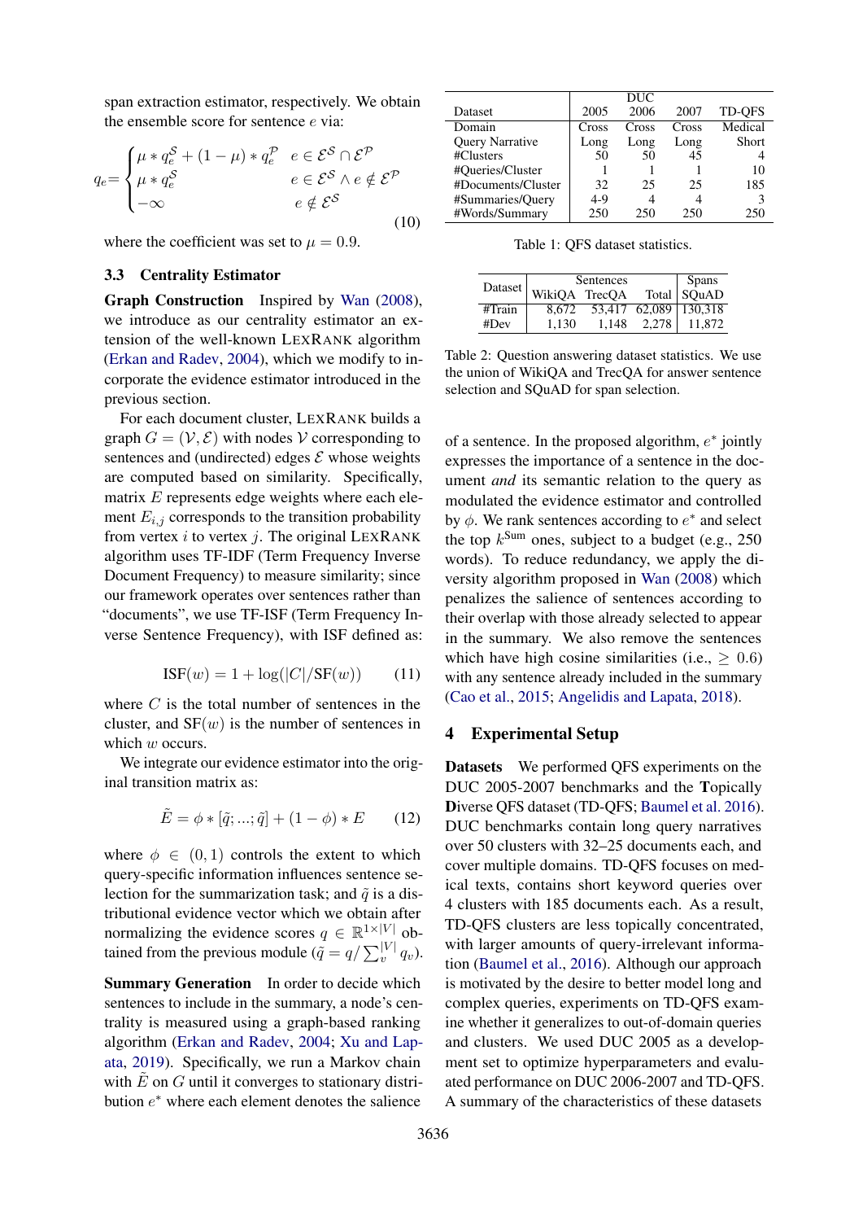span extraction estimator, respectively. We obtain the ensemble score for sentence $e$ via:

$$q_e = \begin{cases} \mu * q_e^{\mathcal{S}} + (1-\mu) * q_e^{\mathcal{P}} & e \in \mathcal{E}^{\mathcal{S}} \cap \mathcal{E}^{\mathcal{P}} \\ \mu * q_e^{\mathcal{S}} & e \in \mathcal{E}^{\mathcal{S}} \wedge e \notin \mathcal{E}^{\mathcal{P}} \\ -\infty & e \notin \mathcal{E}^{\mathcal{S}} \end{cases} \tag{10}$$

where the coefficient was set to $\mu = 0.9$.

### 3.3 Centrality Estimator

**Graph Construction** Inspired by Wan (2008), we introduce as our centrality estimator an extension of the well-known LexRank algorithm (Erkan and Radev, 2004), which we modify to incorporate the evidence estimator introduced in the previous section.

For each document cluster, LexRank builds a graph $G = (\mathcal{V}, \mathcal{E})$ with nodes $\mathcal{V}$ corresponding to sentences and (undirected) edges $\mathcal{E}$ whose weights are computed based on similarity. Specifically, matrix $E$ represents edge weights where each element $E_{i,j}$ corresponds to the transition probability from vertex $i$ to vertex $j$. The original LexRank algorithm uses TF-IDF (Term Frequency Inverse Document Frequency) to measure similarity; since our framework operates over sentences rather than "documents", we use TF-ISF (Term Frequency Inverse Sentence Frequency), with ISF defined as:

$$\text{ISF}(w) = 1 + \log(|C|/\text{SF}(w)) \tag{11}$$

where $C$ is the total number of sentences in the cluster, and $\text{SF}(w)$ is the number of sentences in which $w$ occurs.

We integrate our evidence estimator into the original transition matrix as:

$$\tilde{E} = \phi * [\tilde{q}; ...; \tilde{q}] + (1 - \phi) * E \tag{12}$$

where $\phi \in (0, 1)$ controls the extent to which query-specific information influences sentence selection for the summarization task; and $\tilde{q}$ is a distributional evidence vector which we obtain after normalizing the evidence scores $q \in \mathbb{R}^{1 \times |V|}$ obtained from the previous module ($\tilde{q} = q / \sum_v^{|V|} q_v$).

**Summary Generation** In order to decide which sentences to include in the summary, a node's centrality is measured using a graph-based ranking algorithm (Erkan and Radev, 2004; Xu and Lapata, 2019). Specifically, we run a Markov chain with $\tilde{E}$ on $G$ until it converges to stationary distribution $e^*$ where each element denotes the salience of a sentence. In the proposed algorithm, $e^*$ jointly expresses the importance of a sentence in the document *and* its semantic relation to the query as modulated the evidence estimator and controlled by $\phi$. We rank sentences according to $e^*$ and select the top $k^{\text{Sum}}$ ones, subject to a budget (e.g., 250 words). To reduce redundancy, we apply the diversity algorithm proposed in Wan (2008) which penalizes the salience of sentences according to their overlap with those already selected to appear in the summary. We also remove the sentences which have high cosine similarities (i.e., $\geq 0.6$) with any sentence already included in the summary (Cao et al., 2015; Angelidis and Lapata, 2018).

| Dataset | DUC 2005 | DUC 2006 | DUC 2007 | TD-QFS |
|---|---|---|---|---|
| Domain | Cross | Cross | Cross | Medical |
| Query Narrative | Long | Long | Long | Short |
| #Clusters | 50 | 50 | 45 | 4 |
| #Queries/Cluster | 1 | 1 | 1 | 10 |
| #Documents/Cluster | 32 | 25 | 25 | 185 |
| #Summaries/Query | 4-9 | 4 | 4 | 3 |
| #Words/Summary | 250 | 250 | 250 | 250 |

Table 1: QFS dataset statistics.

| Dataset | Sentences | | | Spans |
|---|---|---|---|---|
| | WikiQA | TrecQA | Total | SQuAD |
| #Train | 8,672 | 53,417 | 62,089 | 130,318 |
| #Dev | 1,130 | 1,148 | 2,278 | 11,872 |

Table 2: Question answering dataset statistics. We use the union of WikiQA and TrecQA for answer sentence selection and SQuAD for span selection.

## 4 Experimental Setup

**Datasets** We performed QFS experiments on the DUC 2005-2007 benchmarks and the **T**opically **D**iverse QFS dataset (TD-QFS; Baumel et al. 2016). DUC benchmarks contain long query narratives over 50 clusters with 32–25 documents each, and cover multiple domains. TD-QFS focuses on medical texts, contains short keyword queries over 4 clusters with 185 documents each. As a result, TD-QFS clusters are less topically concentrated, with larger amounts of query-irrelevant information (Baumel et al., 2016). Although our approach is motivated by the desire to better model long and complex queries, experiments on TD-QFS examine whether it generalizes to out-of-domain queries and clusters. We used DUC 2005 as a development set to optimize hyperparameters and evaluated performance on DUC 2006-2007 and TD-QFS. A summary of the characteristics of these datasets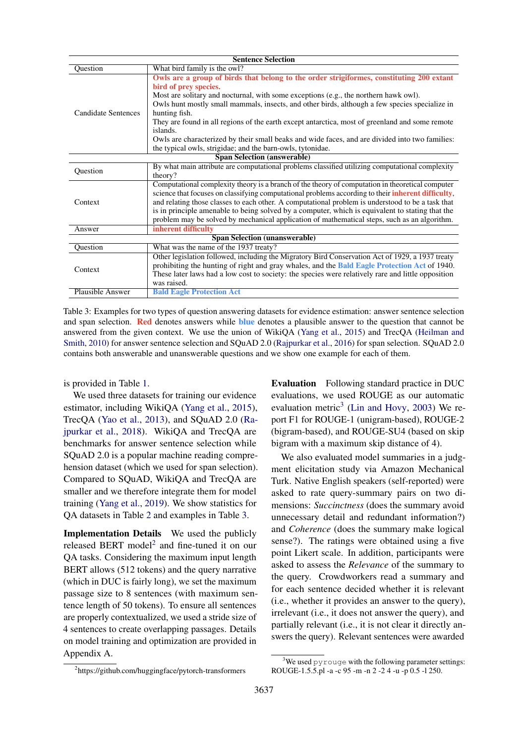| Sentence Selection | |
|---|---|
| Question | What bird family is the owl? |
| Candidate Sentences | **Owls are a group of birds that belong to the order strigiformes, constituting 200 extant bird of prey species.**<br>Most are solitary and nocturnal, with some exceptions (e.g., the northern hawk owl).<br>Owls hunt mostly small mammals, insects, and other birds, although a few species specialize in hunting fish.<br>They are found in all regions of the earth except antarctica, most of greenland and some remote islands.<br>Owls are characterized by their small beaks and wide faces, and are divided into two families: the typical owls, strigidae; and the barn-owls, tytonidae. |
| **Span Selection (answerable)** | |
| Question | By what main attribute are computational problems classified utilizing computational complexity theory? |
| Context | Computational complexity theory is a branch of the theory of computation in theoretical computer science that focuses on classifying computational problems according to their **inherent difficulty**, and relating those classes to each other. A computational problem is understood to be a task that is in principle amenable to being solved by a computer, which is equivalent to stating that the problem may be solved by mechanical application of mathematical steps, such as an algorithm. |
| Answer | **inherent difficulty** |
| **Span Selection (unanswerable)** | |
| Question | What was the name of the 1937 treaty? |
| Context | Other legislation followed, including the Migratory Bird Conservation Act of 1929, a 1937 treaty prohibiting the hunting of right and gray whales, and the **Bald Eagle Protection Act** of 1940. These later laws had a low cost to society: the species were relatively rare and little opposition was raised. |
| Plausible Answer | **Bald Eagle Protection Act** |

Table 3: Examples for two types of question answering datasets for evidence estimation: answer sentence selection and span selection. **Red** denotes answers while **blue** denotes a plausible answer to the question that cannot be answered from the given context. We use the union of WikiQA (Yang et al., 2015) and TrecQA (Heilman and Smith, 2010) for answer sentence selection and SQuAD 2.0 (Rajpurkar et al., 2016) for span selection. SQuAD 2.0 contains both answerable and unanswerable questions and we show one example for each of them.

is provided in Table 1.

We used three datasets for training our evidence estimator, including WikiQA (Yang et al., 2015), TrecQA (Yao et al., 2013), and SQuAD 2.0 (Rajpurkar et al., 2018). WikiQA and TrecQA are benchmarks for answer sentence selection while SQuAD 2.0 is a popular machine reading comprehension dataset (which we used for span selection). Compared to SQuAD, WikiQA and TrecQA are smaller and we therefore integrate them for model training (Yang et al., 2019). We show statistics for QA datasets in Table 2 and examples in Table 3.

**Implementation Details** We used the publicly released BERT model[2] and fine-tuned it on our QA tasks. Considering the maximum input length BERT allows (512 tokens) and the query narrative (which in DUC is fairly long), we set the maximum passage size to 8 sentences (with maximum sentence length of 50 tokens). To ensure all sentences are properly contextualized, we used a stride size of 4 sentences to create overlapping passages. Details on model training and optimization are provided in Appendix A.

**Evaluation** Following standard practice in DUC evaluations, we used ROUGE as our automatic evaluation metric[3] (Lin and Hovy, 2003) We report F1 for ROUGE-1 (unigram-based), ROUGE-2 (bigram-based), and ROUGE-SU4 (based on skip bigram with a maximum skip distance of 4).

We also evaluated model summaries in a judgment elicitation study via Amazon Mechanical Turk. Native English speakers (self-reported) were asked to rate query-summary pairs on two dimensions: *Succinctness* (does the summary avoid unnecessary detail and redundant information?) and *Coherence* (does the summary make logical sense?). The ratings were obtained using a five point Likert scale. In addition, participants were asked to assess the *Relevance* of the summary to the query. Crowdworkers read a summary and for each sentence decided whether it is relevant (i.e., whether it provides an answer to the query), irrelevant (i.e., it does not answer the query), and partially relevant (i.e., it is not clear it directly answers the query). Relevant sentences were awarded

[2] https://github.com/huggingface/pytorch-transformers

[3] We used pyrouge with the following parameter settings: ROUGE-1.5.5.pl -a -c 95 -m -n 2 -2 4 -u -p 0.5 -l 250.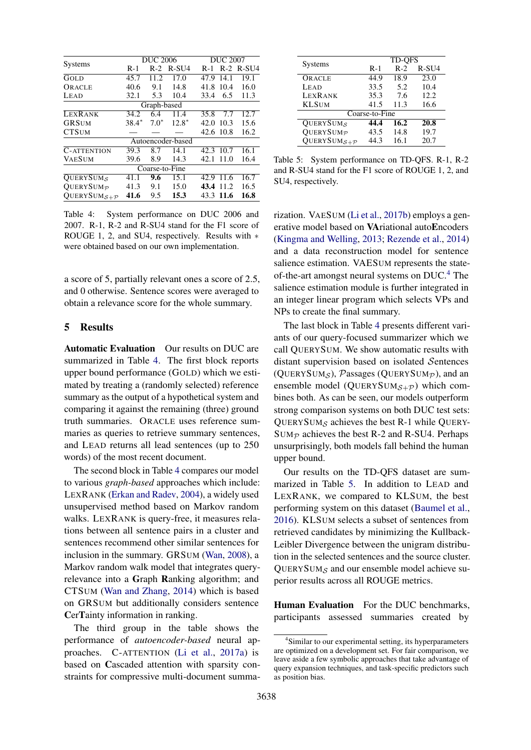| Systems | DUC 2006 | | | DUC 2007 | | |
|---|---|---|---|---|---|---|
| | R-1 | R-2 | R-SU4 | R-1 | R-2 | R-SU4 |
| GOLD | 45.7 | 11.2 | 17.0 | 47.9 | 14.1 | 19.1 |
| ORACLE | 40.6 | 9.1 | 14.8 | 41.8 | 10.4 | 16.0 |
| LEAD | 32.1 | 5.3 | 10.4 | 33.4 | 6.5 | 11.3 |
| Graph-based | | | | | | |
| LEXRANK | 34.2 | 6.4 | 11.4 | 35.8 | 7.7 | 12.7 |
| GRSUM | 38.4* | 7.0* | 12.8* | 42.0 | 10.3 | 15.6 |
| CTSUM | — | — | — | 42.6 | 10.8 | 16.2 |
| Autoencoder-based | | | | | | |
| C-ATTENTION | 39.3 | 8.7 | 14.1 | 42.3 | 10.7 | 16.1 |
| VAESUM | 39.6 | 8.9 | 14.3 | 42.1 | 11.0 | 16.4 |
| Coarse-to-Fine | | | | | | |
| QUERYSUM$_{\mathcal{S}}$ | 41.1 | **9.6** | 15.1 | 42.9 | 11.6 | 16.7 |
| QUERYSUM$_{\mathcal{P}}$ | 41.3 | 9.1 | 15.0 | **43.4** | 11.2 | 16.5 |
| QUERYSUM$_{\mathcal{S}+\mathcal{P}}$ | **41.6** | 9.5 | **15.3** | 43.3 | **11.6** | **16.8** |

Table 4: System performance on DUC 2006 and 2007. R-1, R-2 and R-SU4 stand for the F1 score of ROUGE 1, 2, and SU4, respectively. Results with * were obtained based on our own implementation.

a score of 5, partially relevant ones a score of 2.5, and 0 otherwise. Sentence scores were averaged to obtain a relevance score for the whole summary.

## 5 Results

**Automatic Evaluation** Our results on DUC are summarized in Table 4. The first block reports upper bound performance (GOLD) which we estimated by treating a (randomly selected) reference summary as the output of a hypothetical system and comparing it against the remaining (three) ground truth summaries. ORACLE uses reference summaries as queries to retrieve summary sentences, and LEAD returns all lead sentences (up to 250 words) of the most recent document.

The second block in Table 4 compares our model to various *graph-based* approaches which include: LEXRANK (Erkan and Radev, 2004), a widely used unsupervised method based on Markov random walks. LEXRANK is query-free, it measures relations between all sentence pairs in a cluster and sentences recommend other similar sentences for inclusion in the summary. GRSUM (Wan, 2008), a Markov random walk model that integrates query-relevance into a **G**raph **R**anking algorithm; and CTSUM (Wan and Zhang, 2014) which is based on GRSUM but additionally considers sentence **C**er**T**ainty information in ranking.

The third group in the table shows the performance of *autoencoder-based* neural approaches. C-ATTENTION (Li et al., 2017a) is based on **C**ascaded attention with sparsity constraints for compressive multi-document summarization. VAESUM (Li et al., 2017b) employs a generative model based on **VA**riational auto**E**ncoders (Kingma and Welling, 2013; Rezende et al., 2014) and a data reconstruction model for sentence salience estimation. VAESUM represents the state-of-the-art amongst neural systems on DUC.[4] The salience estimation module is further integrated in an integer linear program which selects VPs and NPs to create the final summary.

| Systems | TD-QFS | | |
|---|---|---|---|
| | R-1 | R-2 | R-SU4 |
| ORACLE | 44.9 | 18.9 | 23.0 |
| LEAD | 33.5 | 5.2 | 10.4 |
| LEXRANK | 35.3 | 7.6 | 12.2 |
| KLSUM | 41.5 | 11.3 | 16.6 |
| Coarse-to-Fine | | | |
| QUERYSUM$_{\mathcal{S}}$ | **44.4** | **16.2** | **20.8** |
| QUERYSUM$_{\mathcal{P}}$ | 43.5 | 14.8 | 19.7 |
| QUERYSUM$_{\mathcal{S}+\mathcal{P}}$ | 44.3 | 16.1 | 20.7 |

Table 5: System performance on TD-QFS. R-1, R-2 and R-SU4 stand for the F1 score of ROUGE 1, 2, and SU4, respectively.

The last block in Table 4 presents different variants of our query-focused summarizer which we call QUERYSUM. We show automatic results with distant supervision based on isolated $\mathcal{S}$entences (QUERYSUM$_{\mathcal{S}}$), $\mathcal{P}$assages (QUERYSUM$_{\mathcal{P}}$), and an ensemble model (QUERYSUM$_{\mathcal{S}+\mathcal{P}}$) which combines both. As can be seen, our models outperform strong comparison systems on both DUC test sets: QUERYSUM$_{\mathcal{S}}$ achieves the best R-1 while QUERYSUM$_{\mathcal{P}}$ achieves the best R-2 and R-SU4. Perhaps unsurprisingly, both models fall behind the human upper bound.

Our results on the TD-QFS dataset are summarized in Table 5. In addition to LEAD and LEXRANK, we compared to KLSUM, the best performing system on this dataset (Baumel et al., 2016). KLSUM selects a subset of sentences from retrieved candidates by minimizing the Kullback-Leibler Divergence between the unigram distribution in the selected sentences and the source cluster. QUERYSUM$_{\mathcal{S}}$ and our ensemble model achieve superior results across all ROUGE metrics.

**Human Evaluation** For the DUC benchmarks, participants assessed summaries created by

[4] Similar to our experimental setting, its hyperparameters are optimized on a development set. For fair comparison, we leave aside a few symbolic approaches that take advantage of query expansion techniques, and task-specific predictors such as position bias.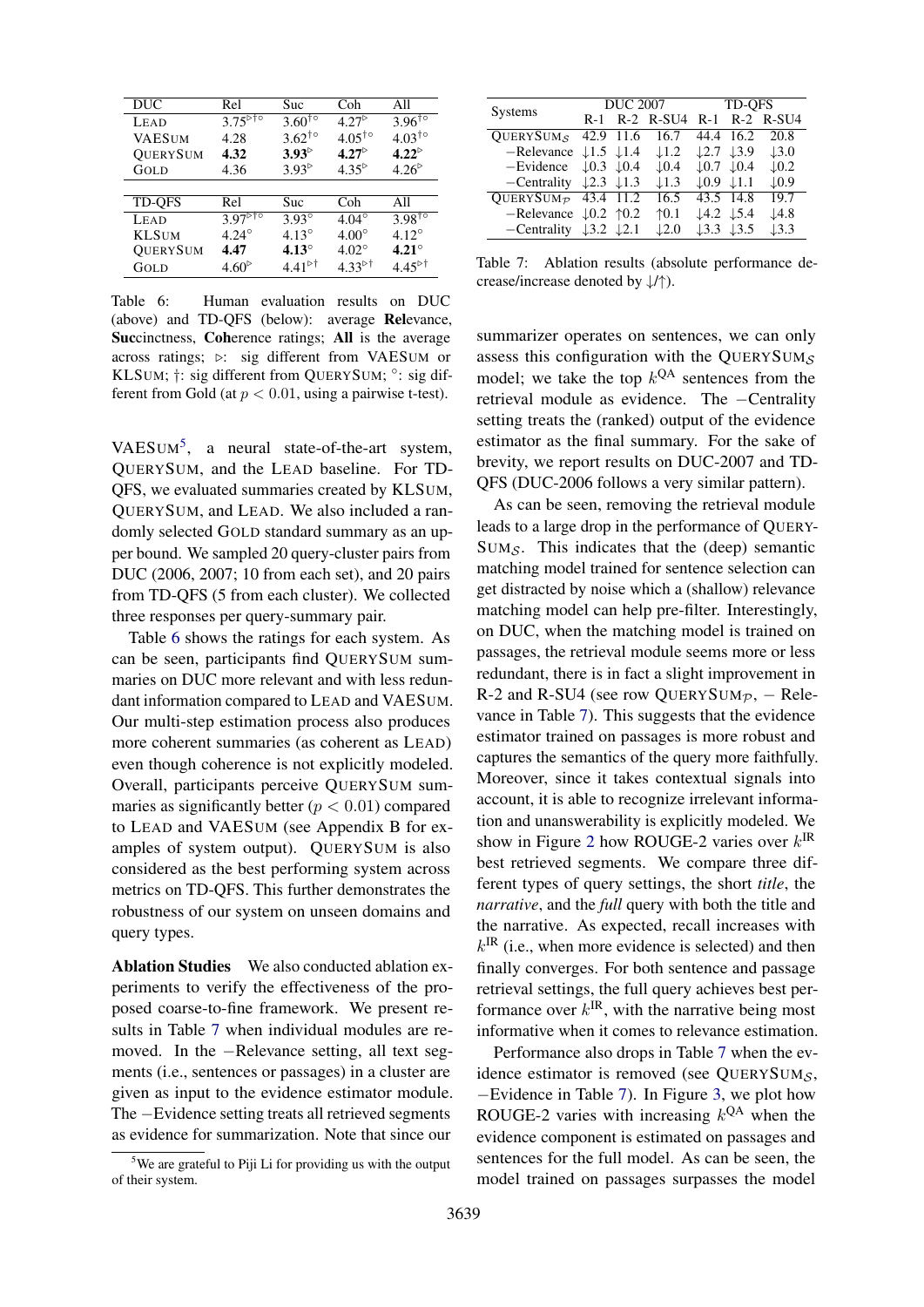| DUC | Rel | Suc | Coh | All |
| --- | --- | --- | --- | --- |
| Lead | $3.75^{\triangleright\dagger\circ}$ | $3.60^{\dagger\circ}$ | $4.27^{\triangleright}$ | $3.96^{\dagger\circ}$ |
| VAESum | 4.28 | $3.62^{\dagger\circ}$ | $4.05^{\dagger\circ}$ | $4.03^{\dagger\circ}$ |
| QuerySum | **4.32** | $\mathbf{3.93}^{\triangleright}$ | $\mathbf{4.27}^{\triangleright}$ | $\mathbf{4.22}^{\triangleright}$ |
| Gold | 4.36 | $3.93^{\triangleright}$ | $4.35^{\triangleright}$ | $4.26^{\triangleright}$ |

| TD-QFS | Rel | Suc | Coh | All |
| --- | --- | --- | --- | --- |
| Lead | $3.97^{\triangleright\dagger\circ}$ | $3.93^{\circ}$ | $4.04^{\circ}$ | $3.98^{\dagger\circ}$ |
| KLSum | $4.24^{\circ}$ | $4.13^{\circ}$ | $4.00^{\circ}$ | $4.12^{\circ}$ |
| QuerySum | **4.47** | $\mathbf{4.13}^{\circ}$ | $4.02^{\circ}$ | $\mathbf{4.21}^{\circ}$ |
| Gold | $4.60^{\triangleright}$ | $4.41^{\triangleright\dagger}$ | $4.33^{\triangleright\dagger}$ | $4.45^{\triangleright\dagger}$ |

Table 6: Human evaluation results on DUC (above) and TD-QFS (below): average **Rel**evance, **Suc**cinctness, **Coh**erence ratings; **All** is the average across ratings; $\triangleright$: sig different from VAESum or KLSum; $\dagger$: sig different from QuerySum; $\circ$: sig different from Gold (at $p < 0.01$, using a pairwise t-test).

VAESum[5], a neural state-of-the-art system, QuerySum, and the Lead baseline. For TD-QFS, we evaluated summaries created by KLSum, QuerySum, and Lead. We also included a randomly selected Gold standard summary as an upper bound. We sampled 20 query-cluster pairs from DUC (2006, 2007; 10 from each set), and 20 pairs from TD-QFS (5 from each cluster). We collected three responses per query-summary pair.

Table 6 shows the ratings for each system. As can be seen, participants find QuerySum summaries on DUC more relevant and with less redundant information compared to Lead and VAESum. Our multi-step estimation process also produces more coherent summaries (as coherent as Lead) even though coherence is not explicitly modeled. Overall, participants perceive QuerySum summaries as significantly better ($p < 0.01$) compared to Lead and VAESum (see Appendix B for examples of system output). QuerySum is also considered as the best performing system across metrics on TD-QFS. This further demonstrates the robustness of our system on unseen domains and query types.

**Ablation Studies** We also conducted ablation experiments to verify the effectiveness of the proposed coarse-to-fine framework. We present results in Table 7 when individual modules are removed. In the −Relevance setting, all text segments (i.e., sentences or passages) in a cluster are given as input to the evidence estimator module. The −Evidence setting treats all retrieved segments as evidence for summarization. Note that since our summarizer operates on sentences, we can only assess this configuration with the $\text{QuerySum}_{\mathcal{S}}$ model; we take the top $k^{\text{QA}}$ sentences from the retrieval module as evidence. The −Centrality setting treats the (ranked) output of the evidence estimator as the final summary. For the sake of brevity, we report results on DUC-2007 and TD-QFS (DUC-2006 follows a very similar pattern).

[5] We are grateful to Piji Li for providing us with the output of their system.

| Systems | DUC 2007 | | | TD-QFS | | |
| --- | --- | --- | --- | --- | --- | --- |
| | R-1 | R-2 | R-SU4 | R-1 | R-2 | R-SU4 |
| $\text{QuerySum}_{\mathcal{S}}$ | 42.9 | 11.6 | 16.7 | 44.4 | 16.2 | 20.8 |
| −Relevance | ↓1.5 | ↓1.4 | ↓1.2 | ↓2.7 | ↓3.9 | ↓3.0 |
| −Evidence | ↓0.3 | ↓0.4 | ↓0.4 | ↓0.7 | ↓0.4 | ↓0.2 |
| −Centrality | ↓2.3 | ↓1.3 | ↓1.3 | ↓0.9 | ↓1.1 | ↓0.9 |
| $\text{QuerySum}_{\mathcal{P}}$ | 43.4 | 11.2 | 16.5 | 43.5 | 14.8 | 19.7 |
| −Relevance | ↓0.2 | ↑0.2 | ↑0.1 | ↓4.2 | ↓5.4 | ↓4.8 |
| −Centrality | ↓3.2 | ↓2.1 | ↓2.0 | ↓3.3 | ↓3.5 | ↓3.3 |

Table 7: Ablation results (absolute performance decrease/increase denoted by ↓/↑).

As can be seen, removing the retrieval module leads to a large drop in the performance of $\text{QuerySum}_{\mathcal{S}}$. This indicates that the (deep) semantic matching model trained for sentence selection can get distracted by noise which a (shallow) relevance matching model can help pre-filter. Interestingly, on DUC, when the matching model is trained on passages, the retrieval module seems more or less redundant, there is in fact a slight improvement in R-2 and R-SU4 (see row $\text{QuerySum}_{\mathcal{P}}$, − Relevance in Table 7). This suggests that the evidence estimator trained on passages is more robust and captures the semantics of the query more faithfully. Moreover, since it takes contextual signals into account, it is able to recognize irrelevant information and unanswerability is explicitly modeled. We show in Figure 2 how ROUGE-2 varies over $k^{\text{IR}}$ best retrieved segments. We compare three different types of query settings, the short *title*, the *narrative*, and the *full* query with both the title and the narrative. As expected, recall increases with $k^{\text{IR}}$ (i.e., when more evidence is selected) and then finally converges. For both sentence and passage retrieval settings, the full query achieves best performance over $k^{\text{IR}}$, with the narrative being most informative when it comes to relevance estimation.

Performance also drops in Table 7 when the evidence estimator is removed (see $\text{QuerySum}_{\mathcal{S}}$, −Evidence in Table 7). In Figure 3, we plot how ROUGE-2 varies with increasing $k^{\text{QA}}$ when the evidence component is estimated on passages and sentences for the full model. As can be seen, the model trained on passages surpasses the model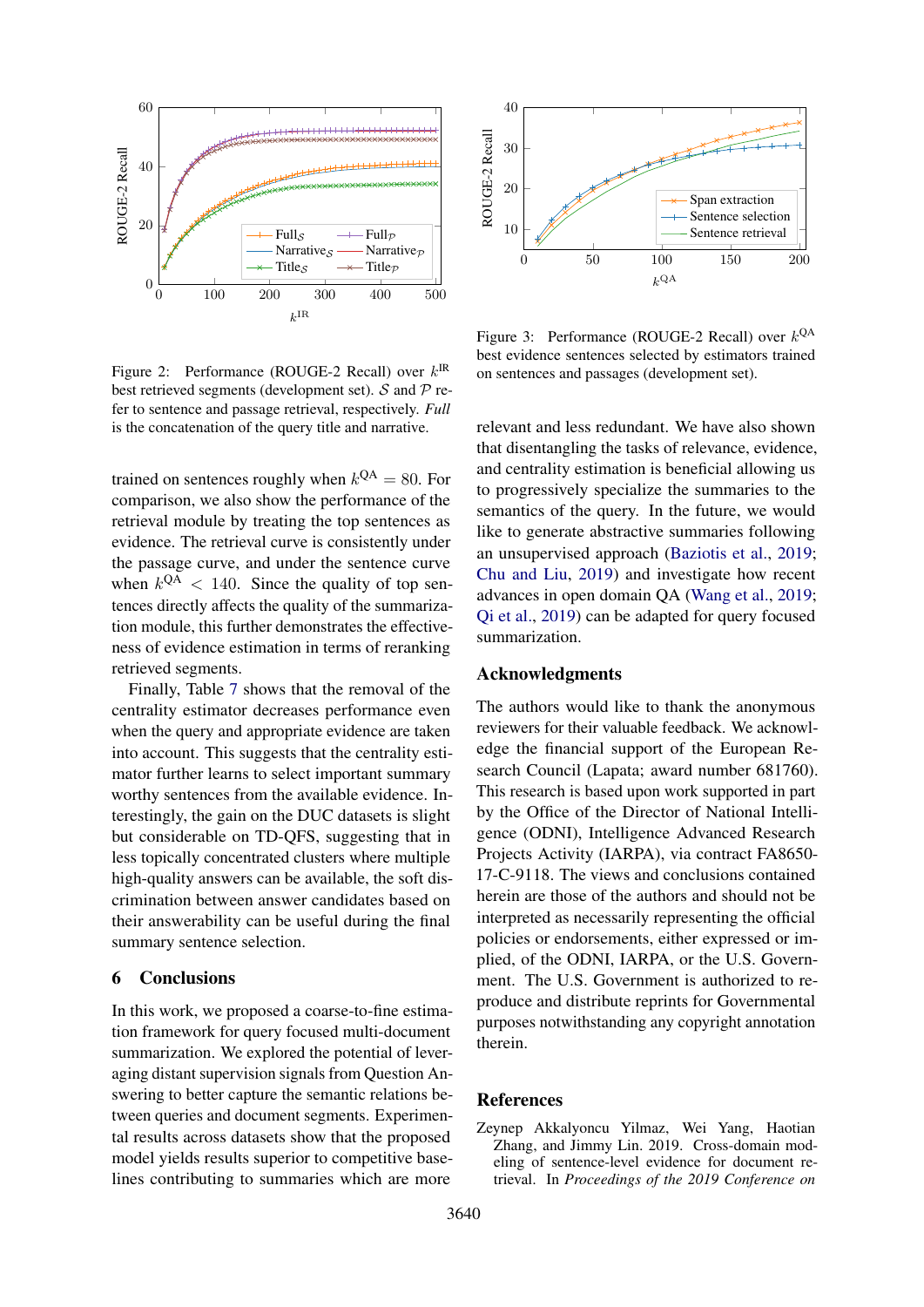Figure 2: Performance (ROUGE-2 Recall) over $k^{\text{IR}}$ best retrieved segments (development set). $\mathcal{S}$ and $\mathcal{P}$ refer to sentence and passage retrieval, respectively. *Full* is the concatenation of the query title and narrative.

Figure 3: Performance (ROUGE-2 Recall) over $k^{\text{QA}}$ best evidence sentences selected by estimators trained on sentences and passages (development set).

trained on sentences roughly when $k^{\text{QA}} = 80$. For comparison, we also show the performance of the retrieval module by treating the top sentences as evidence. The retrieval curve is consistently under the passage curve, and under the sentence curve when $k^{\text{QA}} < 140$. Since the quality of top sentences directly affects the quality of the summarization module, this further demonstrates the effectiveness of evidence estimation in terms of reranking retrieved segments.

Finally, Table 7 shows that the removal of the centrality estimator decreases performance even when the query and appropriate evidence are taken into account. This suggests that the centrality estimator further learns to select important summary worthy sentences from the available evidence. Interestingly, the gain on the DUC datasets is slight but considerable on TD-QFS, suggesting that in less topically concentrated clusters where multiple high-quality answers can be available, the soft discrimination between answer candidates based on their answerability can be useful during the final summary sentence selection.

## 6 Conclusions

In this work, we proposed a coarse-to-fine estimation framework for query focused multi-document summarization. We explored the potential of leveraging distant supervision signals from Question Answering to better capture the semantic relations between queries and document segments. Experimental results across datasets show that the proposed model yields results superior to competitive baselines contributing to summaries which are more relevant and less redundant. We have also shown that disentangling the tasks of relevance, evidence, and centrality estimation is beneficial allowing us to progressively specialize the summaries to the semantics of the query. In the future, we would like to generate abstractive summaries following an unsupervised approach (Baziotis et al., 2019; Chu and Liu, 2019) and investigate how recent advances in open domain QA (Wang et al., 2019; Qi et al., 2019) can be adapted for query focused summarization.

## Acknowledgments

The authors would like to thank the anonymous reviewers for their valuable feedback. We acknowledge the financial support of the European Research Council (Lapata; award number 681760). This research is based upon work supported in part by the Office of the Director of National Intelligence (ODNI), Intelligence Advanced Research Projects Activity (IARPA), via contract FA8650-17-C-9118. The views and conclusions contained herein are those of the authors and should not be interpreted as necessarily representing the official policies or endorsements, either expressed or implied, of the ODNI, IARPA, or the U.S. Government. The U.S. Government is authorized to reproduce and distribute reprints for Governmental purposes notwithstanding any copyright annotation therein.

## References

Zeynep Akkalyoncu Yilmaz, Wei Yang, Haotian Zhang, and Jimmy Lin. 2019. Cross-domain modeling of sentence-level evidence for document retrieval. In *Proceedings of the 2019 Conference on*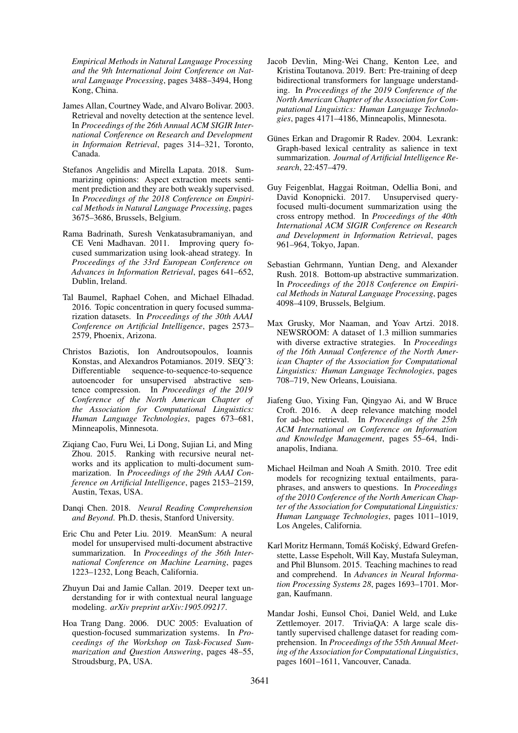*Empirical Methods in Natural Language Processing and the 9th International Joint Conference on Natural Language Processing*, pages 3488–3494, Hong Kong, China.

James Allan, Courtney Wade, and Alvaro Bolivar. 2003. Retrieval and novelty detection at the sentence level. In *Proceedings of the 26th Annual ACM SIGIR International Conference on Research and Development in Informaion Retrieval*, pages 314–321, Toronto, Canada.

Stefanos Angelidis and Mirella Lapata. 2018. Summarizing opinions: Aspect extraction meets sentiment prediction and they are both weakly supervised. In *Proceedings of the 2018 Conference on Empirical Methods in Natural Language Processing*, pages 3675–3686, Brussels, Belgium.

Rama Badrinath, Suresh Venkatasubramaniyan, and CE Veni Madhavan. 2011. Improving query focused summarization using look-ahead strategy. In *Proceedings of the 33rd European Conference on Advances in Information Retrieval*, pages 641–652, Dublin, Ireland.

Tal Baumel, Raphael Cohen, and Michael Elhadad. 2016. Topic concentration in query focused summarization datasets. In *Proceedings of the 30th AAAI Conference on Artificial Intelligence*, pages 2573–2579, Phoenix, Arizona.

Christos Baziotis, Ion Androutsopoulos, Ioannis Konstas, and Alexandros Potamianos. 2019. SEQˆ3: Differentiable sequence-to-sequence-to-sequence autoencoder for unsupervised abstractive sentence compression. In *Proceedings of the 2019 Conference of the North American Chapter of the Association for Computational Linguistics: Human Language Technologies*, pages 673–681, Minneapolis, Minnesota.

Ziqiang Cao, Furu Wei, Li Dong, Sujian Li, and Ming Zhou. 2015. Ranking with recursive neural networks and its application to multi-document summarization. In *Proceedings of the 29th AAAI Conference on Artificial Intelligence*, pages 2153–2159, Austin, Texas, USA.

Danqi Chen. 2018. *Neural Reading Comprehension and Beyond*. Ph.D. thesis, Stanford University.

Eric Chu and Peter Liu. 2019. MeanSum: A neural model for unsupervised multi-document abstractive summarization. In *Proceedings of the 36th International Conference on Machine Learning*, pages 1223–1232, Long Beach, California.

Zhuyun Dai and Jamie Callan. 2019. Deeper text understanding for ir with contextual neural language modeling. *arXiv preprint arXiv:1905.09217*.

Hoa Trang Dang. 2006. DUC 2005: Evaluation of question-focused summarization systems. In *Proceedings of the Workshop on Task-Focused Summarization and Question Answering*, pages 48–55, Stroudsburg, PA, USA.

Jacob Devlin, Ming-Wei Chang, Kenton Lee, and Kristina Toutanova. 2019. Bert: Pre-training of deep bidirectional transformers for language understanding. In *Proceedings of the 2019 Conference of the North American Chapter of the Association for Computational Linguistics: Human Language Technologies*, pages 4171–4186, Minneapolis, Minnesota.

Günes Erkan and Dragomir R Radev. 2004. Lexrank: Graph-based lexical centrality as salience in text summarization. *Journal of Artificial Intelligence Research*, 22:457–479.

Guy Feigenblat, Haggai Roitman, Odellia Boni, and David Konopnicki. 2017. Unsupervised query-focused multi-document summarization using the cross entropy method. In *Proceedings of the 40th International ACM SIGIR Conference on Research and Development in Information Retrieval*, pages 961–964, Tokyo, Japan.

Sebastian Gehrmann, Yuntian Deng, and Alexander Rush. 2018. Bottom-up abstractive summarization. In *Proceedings of the 2018 Conference on Empirical Methods in Natural Language Processing*, pages 4098–4109, Brussels, Belgium.

Max Grusky, Mor Naaman, and Yoav Artzi. 2018. NEWSROOM: A dataset of 1.3 million summaries with diverse extractive strategies. In *Proceedings of the 16th Annual Conference of the North American Chapter of the Association for Computational Linguistics: Human Language Technologies*, pages 708–719, New Orleans, Louisiana.

Jiafeng Guo, Yixing Fan, Qingyao Ai, and W Bruce Croft. 2016. A deep relevance matching model for ad-hoc retrieval. In *Proceedings of the 25th ACM International on Conference on Information and Knowledge Management*, pages 55–64, Indianapolis, Indiana.

Michael Heilman and Noah A Smith. 2010. Tree edit models for recognizing textual entailments, paraphrases, and answers to questions. In *Proceedings of the 2010 Conference of the North American Chapter of the Association for Computational Linguistics: Human Language Technologies*, pages 1011–1019, Los Angeles, California.

Karl Moritz Hermann, Tomáš Kočiský, Edward Grefenstette, Lasse Espeholt, Will Kay, Mustafa Suleyman, and Phil Blunsom. 2015. Teaching machines to read and comprehend. In *Advances in Neural Information Processing Systems 28*, pages 1693–1701. Morgan, Kaufmann.

Mandar Joshi, Eunsol Choi, Daniel Weld, and Luke Zettlemoyer. 2017. TriviaQA: A large scale distantly supervised challenge dataset for reading comprehension. In *Proceedings of the 55th Annual Meeting of the Association for Computational Linguistics*, pages 1601–1611, Vancouver, Canada.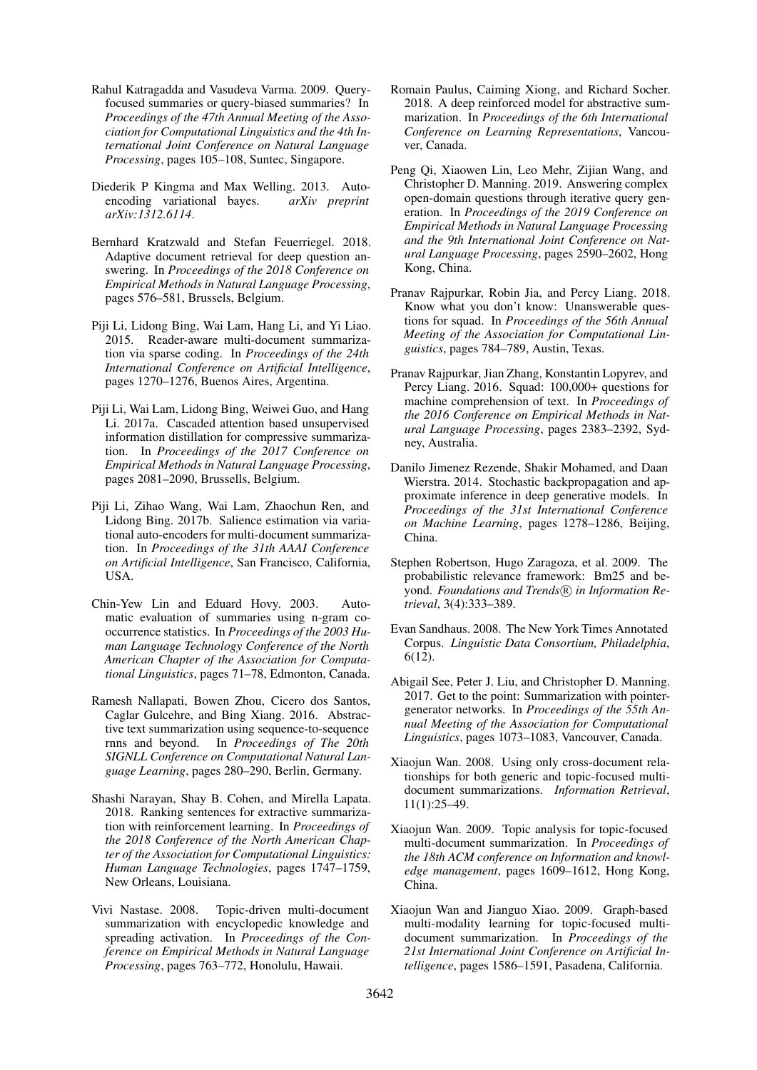Rahul Katragadda and Vasudeva Varma. 2009. Query-focused summaries or query-biased summaries? In *Proceedings of the 47th Annual Meeting of the Association for Computational Linguistics and the 4th International Joint Conference on Natural Language Processing*, pages 105–108, Suntec, Singapore.

Diederik P Kingma and Max Welling. 2013. Auto-encoding variational bayes. *arXiv preprint arXiv:1312.6114*.

Bernhard Kratzwald and Stefan Feuerriegel. 2018. Adaptive document retrieval for deep question answering. In *Proceedings of the 2018 Conference on Empirical Methods in Natural Language Processing*, pages 576–581, Brussels, Belgium.

Piji Li, Lidong Bing, Wai Lam, Hang Li, and Yi Liao. 2015. Reader-aware multi-document summarization via sparse coding. In *Proceedings of the 24th International Conference on Artificial Intelligence*, pages 1270–1276, Buenos Aires, Argentina.

Piji Li, Wai Lam, Lidong Bing, Weiwei Guo, and Hang Li. 2017a. Cascaded attention based unsupervised information distillation for compressive summarization. In *Proceedings of the 2017 Conference on Empirical Methods in Natural Language Processing*, pages 2081–2090, Brussells, Belgium.

Piji Li, Zihao Wang, Wai Lam, Zhaochun Ren, and Lidong Bing. 2017b. Salience estimation via variational auto-encoders for multi-document summarization. In *Proceedings of the 31th AAAI Conference on Artificial Intelligence*, San Francisco, California, USA.

Chin-Yew Lin and Eduard Hovy. 2003. Automatic evaluation of summaries using n-gram co-occurrence statistics. In *Proceedings of the 2003 Human Language Technology Conference of the North American Chapter of the Association for Computational Linguistics*, pages 71–78, Edmonton, Canada.

Ramesh Nallapati, Bowen Zhou, Cicero dos Santos, Caglar Gulcehre, and Bing Xiang. 2016. Abstractive text summarization using sequence-to-sequence rnns and beyond. In *Proceedings of The 20th SIGNLL Conference on Computational Natural Language Learning*, pages 280–290, Berlin, Germany.

Shashi Narayan, Shay B. Cohen, and Mirella Lapata. 2018. Ranking sentences for extractive summarization with reinforcement learning. In *Proceedings of the 2018 Conference of the North American Chapter of the Association for Computational Linguistics: Human Language Technologies*, pages 1747–1759, New Orleans, Louisiana.

Vivi Nastase. 2008. Topic-driven multi-document summarization with encyclopedic knowledge and spreading activation. In *Proceedings of the Conference on Empirical Methods in Natural Language Processing*, pages 763–772, Honolulu, Hawaii.

Romain Paulus, Caiming Xiong, and Richard Socher. 2018. A deep reinforced model for abstractive summarization. In *Proceedings of the 6th International Conference on Learning Representations*, Vancouver, Canada.

Peng Qi, Xiaowen Lin, Leo Mehr, Zijian Wang, and Christopher D. Manning. 2019. Answering complex open-domain questions through iterative query generation. In *Proceedings of the 2019 Conference on Empirical Methods in Natural Language Processing and the 9th International Joint Conference on Natural Language Processing*, pages 2590–2602, Hong Kong, China.

Pranav Rajpurkar, Robin Jia, and Percy Liang. 2018. Know what you don't know: Unanswerable questions for squad. In *Proceedings of the 56th Annual Meeting of the Association for Computational Linguistics*, pages 784–789, Austin, Texas.

Pranav Rajpurkar, Jian Zhang, Konstantin Lopyrev, and Percy Liang. 2016. Squad: 100,000+ questions for machine comprehension of text. In *Proceedings of the 2016 Conference on Empirical Methods in Natural Language Processing*, pages 2383–2392, Sydney, Australia.

Danilo Jimenez Rezende, Shakir Mohamed, and Daan Wierstra. 2014. Stochastic backpropagation and approximate inference in deep generative models. In *Proceedings of the 31st International Conference on Machine Learning*, pages 1278–1286, Beijing, China.

Stephen Robertson, Hugo Zaragoza, et al. 2009. The probabilistic relevance framework: Bm25 and beyond. *Foundations and Trends® in Information Retrieval*, 3(4):333–389.

Evan Sandhaus. 2008. The New York Times Annotated Corpus. *Linguistic Data Consortium, Philadelphia*, 6(12).

Abigail See, Peter J. Liu, and Christopher D. Manning. 2017. Get to the point: Summarization with pointer-generator networks. In *Proceedings of the 55th Annual Meeting of the Association for Computational Linguistics*, pages 1073–1083, Vancouver, Canada.

Xiaojun Wan. 2008. Using only cross-document relationships for both generic and topic-focused multi-document summarizations. *Information Retrieval*, 11(1):25–49.

Xiaojun Wan. 2009. Topic analysis for topic-focused multi-document summarization. In *Proceedings of the 18th ACM conference on Information and knowledge management*, pages 1609–1612, Hong Kong, China.

Xiaojun Wan and Jianguo Xiao. 2009. Graph-based multi-modality learning for topic-focused multi-document summarization. In *Proceedings of the 21st International Joint Conference on Artificial Intelligence*, pages 1586–1591, Pasadena, California.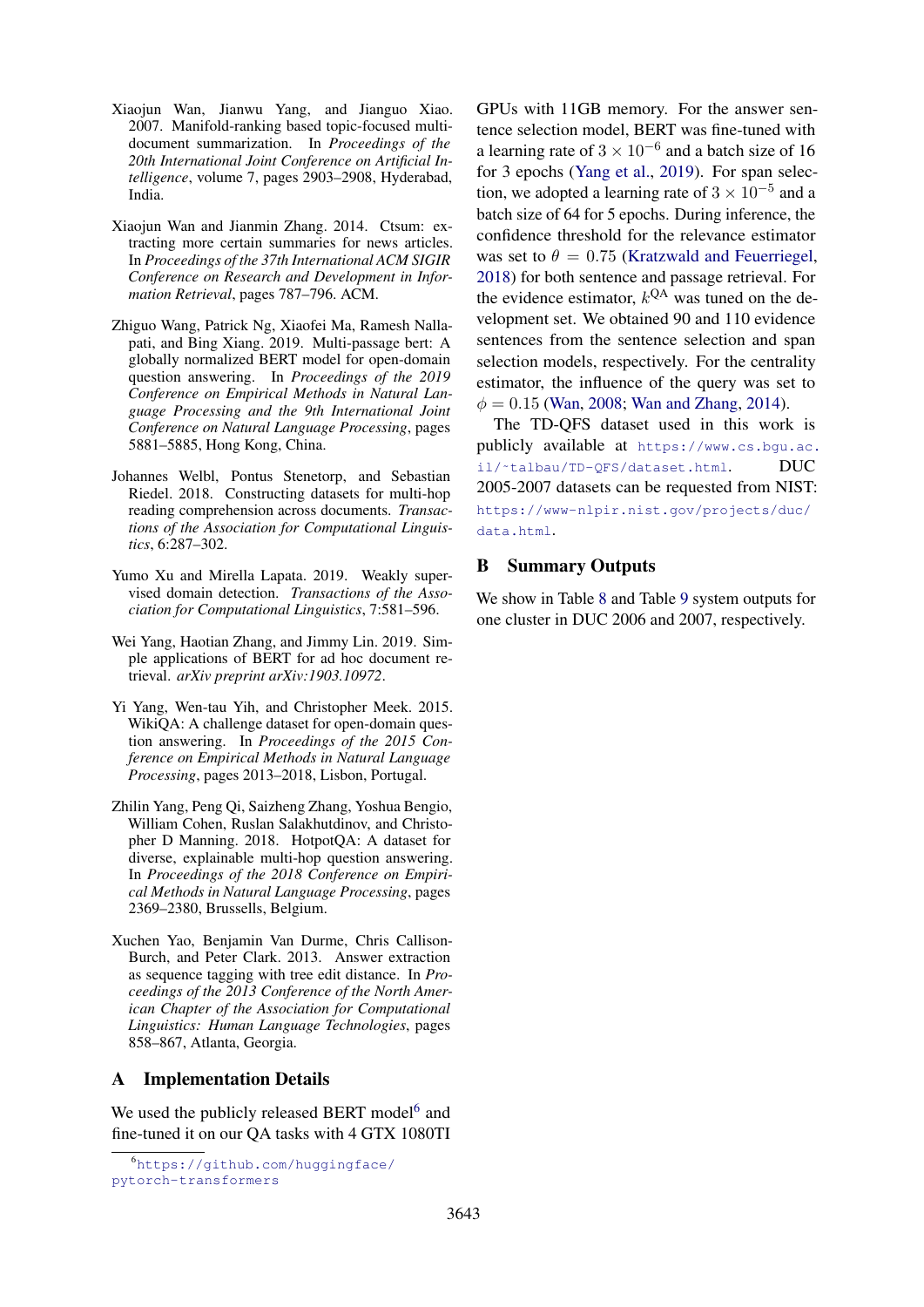Xiaojun Wan, Jianwu Yang, and Jianguo Xiao. 2007. Manifold-ranking based topic-focused multi-document summarization. In *Proceedings of the 20th International Joint Conference on Artificial Intelligence*, volume 7, pages 2903–2908, Hyderabad, India.

Xiaojun Wan and Jianmin Zhang. 2014. Ctsum: extracting more certain summaries for news articles. In *Proceedings of the 37th International ACM SIGIR Conference on Research and Development in Information Retrieval*, pages 787–796. ACM.

Zhiguo Wang, Patrick Ng, Xiaofei Ma, Ramesh Nallapati, and Bing Xiang. 2019. Multi-passage bert: A globally normalized BERT model for open-domain question answering. In *Proceedings of the 2019 Conference on Empirical Methods in Natural Language Processing and the 9th International Joint Conference on Natural Language Processing*, pages 5881–5885, Hong Kong, China.

Johannes Welbl, Pontus Stenetorp, and Sebastian Riedel. 2018. Constructing datasets for multi-hop reading comprehension across documents. *Transactions of the Association for Computational Linguistics*, 6:287–302.

Yumo Xu and Mirella Lapata. 2019. Weakly supervised domain detection. *Transactions of the Association for Computational Linguistics*, 7:581–596.

Wei Yang, Haotian Zhang, and Jimmy Lin. 2019. Simple applications of BERT for ad hoc document retrieval. *arXiv preprint arXiv:1903.10972*.

Yi Yang, Wen-tau Yih, and Christopher Meek. 2015. WikiQA: A challenge dataset for open-domain question answering. In *Proceedings of the 2015 Conference on Empirical Methods in Natural Language Processing*, pages 2013–2018, Lisbon, Portugal.

Zhilin Yang, Peng Qi, Saizheng Zhang, Yoshua Bengio, William Cohen, Ruslan Salakhutdinov, and Christopher D Manning. 2018. HotpotQA: A dataset for diverse, explainable multi-hop question answering. In *Proceedings of the 2018 Conference on Empirical Methods in Natural Language Processing*, pages 2369–2380, Brussells, Belgium.

Xuchen Yao, Benjamin Van Durme, Chris Callison-Burch, and Peter Clark. 2013. Answer extraction as sequence tagging with tree edit distance. In *Proceedings of the 2013 Conference of the North American Chapter of the Association for Computational Linguistics: Human Language Technologies*, pages 858–867, Atlanta, Georgia.

## A Implementation Details

We used the publicly released BERT model[6] and fine-tuned it on our QA tasks with 4 GTX 1080TI GPUs with 11GB memory. For the answer sentence selection model, BERT was fine-tuned with a learning rate of $3 \times 10^{-6}$ and a batch size of 16 for 3 epochs (Yang et al., 2019). For span selection, we adopted a learning rate of $3 \times 10^{-5}$ and a batch size of 64 for 5 epochs. During inference, the confidence threshold for the relevance estimator was set to $\theta = 0.75$ (Kratzwald and Feuerriegel, 2018) for both sentence and passage retrieval. For the evidence estimator, $k^{\text{QA}}$ was tuned on the development set. We obtained 90 and 110 evidence sentences from the sentence selection and span selection models, respectively. For the centrality estimator, the influence of the query was set to $\phi = 0.15$ (Wan, 2008; Wan and Zhang, 2014).

The TD-QFS dataset used in this work is publicly available at https://www.cs.bgu.ac.il/~talbau/TD-QFS/dataset.html. DUC 2005-2007 datasets can be requested from NIST: https://www-nlpir.nist.gov/projects/duc/data.html.

[6] https://github.com/huggingface/pytorch-transformers

## B Summary Outputs

We show in Table 8 and Table 9 system outputs for one cluster in DUC 2006 and 2007, respectively.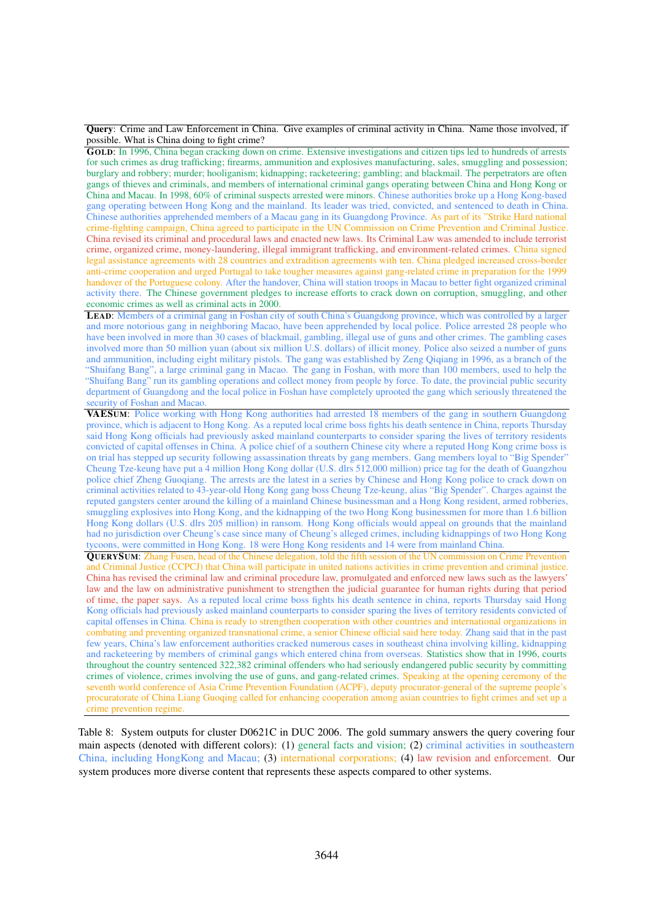| |
|---|
| **Query**: Crime and Law Enforcement in China. Give examples of criminal activity in China. Name those involved, if possible. What is China doing to fight crime? |
| **GOLD**: In 1996, China began cracking down on crime. Extensive investigations and citizen tips led to hundreds of arrests for such crimes as drug trafficking; firearms, ammunition and explosives manufacturing, sales, smuggling and possession; burglary and robbery; murder; hooliganism; kidnapping; racketeering; gambling; and blackmail. The perpetrators are often gangs of thieves and criminals, and members of international criminal gangs operating between China and Hong Kong or China and Macau. In 1998, 60% of criminal suspects arrested were minors. Chinese authorities broke up a Hong Kong-based gang operating between Hong Kong and the mainland. Its leader was tried, convicted, and sentenced to death in China. Chinese authorities apprehended members of a Macau gang in its Guangdong Province. As part of its "Strike Hard national crime-fighting campaign, China agreed to participate in the UN Commission on Crime Prevention and Criminal Justice. China revised its criminal and procedural laws and enacted new laws. Its Criminal Law was amended to include terrorist crime, organized crime, money-laundering, illegal immigrant trafficking, and environment-related crimes. China signed legal assistance agreements with 28 countries and extradition agreements with ten. China pledged increased cross-border anti-crime cooperation and urged Portugal to take tougher measures against gang-related crime in preparation for the 1999 handover of the Portuguese colony. After the handover, China will station troops in Macau to better fight organized criminal activity there. The Chinese government pledges to increase efforts to crack down on corruption, smuggling, and other economic crimes as well as criminal acts in 2000. |
| **LEAD**: Members of a criminal gang in Foshan city of south China's Guangdong province, which was controlled by a larger and more notorious gang in neighboring Macao, have been apprehended by local police. Police arrested 28 people who have been involved in more than 30 cases of blackmail, gambling, illegal use of guns and other crimes. The gambling cases involved more than 50 million yuan (about six million U.S. dollars) of illicit money. Police also seized a number of guns and ammunition, including eight military pistols. The gang was established by Zeng Qiqiang in 1996, as a branch of the "Shuifang Bang", a large criminal gang in Macao. The gang in Foshan, with more than 100 members, used to help the "Shuifang Bang" run its gambling operations and collect money from people by force. To date, the provincial public security department of Guangdong and the local police in Foshan have completely uprooted the gang which seriously threatened the security of Foshan and Macao. |
| **VAESUM**: Police working with Hong Kong authorities had arrested 18 members of the gang in southern Guangdong province, which is adjacent to Hong Kong. As a reputed local crime boss fights his death sentence in China, reports Thursday said Hong Kong officials had previously asked mainland counterparts to consider sparing the lives of territory residents convicted of capital offenses in China. A police chief of a southern Chinese city where a reputed Hong Kong crime boss is on trial has stepped up security following assassination threats by gang members. Gang members loyal to "Big Spender" Cheung Tze-keung have put a 4 million Hong Kong dollar (U.S. dlrs 512,000 million) price tag for the death of Guangzhou police chief Zheng Guoqiang. The arrests are the latest in a series by Chinese and Hong Kong police to crack down on criminal activities related to 43-year-old Hong Kong gang boss Cheung Tze-keung, alias "Big Spender". Charges against the reputed gangsters center around the killing of a mainland Chinese businessman and a Hong Kong resident, armed robberies, smuggling explosives into Hong Kong, and the kidnapping of the two Hong Kong businessmen for more than 1.6 billion Hong Kong dollars (U.S. dlrs 205 million) in ransom. Hong Kong officials would appeal on grounds that the mainland had no jurisdiction over Cheung's case since many of Cheung's alleged crimes, including kidnappings of two Hong Kong tycoons, were committed in Hong Kong. 18 were Hong Kong residents and 14 were from mainland China. |
| **QUERYSUM**: Zhang Fusen, head of the Chinese delegation, told the fifth session of the UN commission on Crime Prevention and Criminal Justice (CCPCJ) that China will participate in united nations activities in crime prevention and criminal justice. China has revised the criminal law and criminal procedure law, promulgated and enforced new laws such as the lawyers' law and the law on administrative punishment to strengthen the judicial guarantee for human rights during that period of time, the paper says. As a reputed local crime boss fights his death sentence in china, reports Thursday said Hong Kong officials had previously asked mainland counterparts to consider sparing the lives of territory residents convicted of capital offenses in China. China is ready to strengthen cooperation with other countries and international organizations in combating and preventing organized transnational crime, a senior Chinese official said here today. Zhang said that in the past few years, China's law enforcement authorities cracked numerous cases in southeast china involving killing, kidnapping and racketeering by members of criminal gangs which entered china from overseas. Statistics show that in 1996, courts throughout the country sentenced 322,382 criminal offenders who had seriously endangered public security by committing crimes of violence, crimes involving the use of guns, and gang-related crimes. Speaking at the opening ceremony of the seventh world conference of Asia Crime Prevention Foundation (ACPF), deputy procurator-general of the supreme people's procuratorate of China Liang Guoqing called for enhancing cooperation among asian countries to fight crimes and set up a crime prevention regime. |

Table 8: System outputs for cluster D0621C in DUC 2006. The gold summary answers the query covering four main aspects (denoted with different colors): (1) general facts and vision; (2) criminal activities in southeastern China, including HongKong and Macau; (3) international corporations; (4) law revision and enforcement. Our system produces more diverse content that represents these aspects compared to other systems.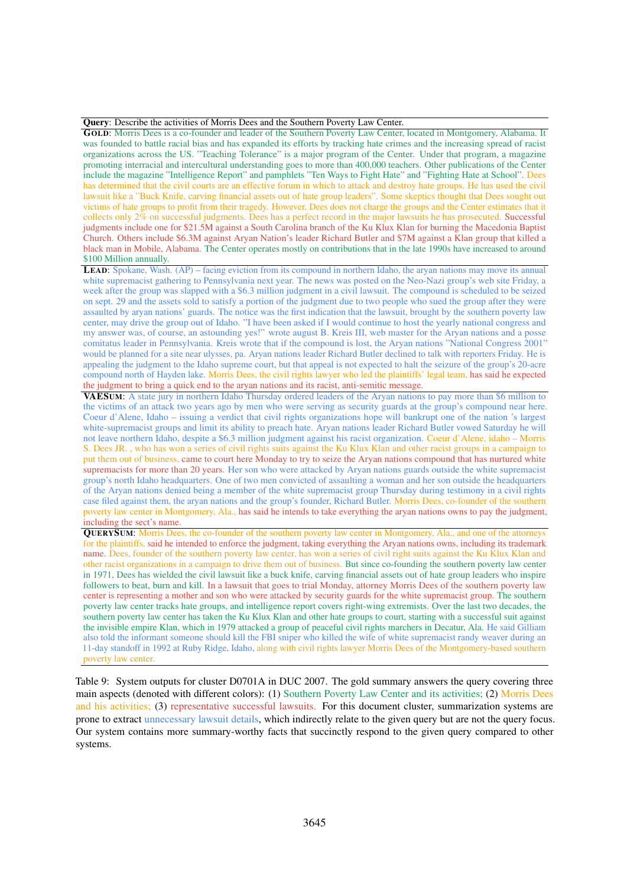**Query**: Describe the activities of Morris Dees and the Southern Poverty Law Center.

**Gold**: Morris Dees is a co-founder and leader of the Southern Poverty Law Center, located in Montgomery, Alabama. It was founded to battle racial bias and has expanded its efforts by tracking hate crimes and the increasing spread of racist organizations across the US. "Teaching Tolerance" is a major program of the Center. Under that program, a magazine promoting interracial and intercultural understanding goes to more than 400,000 teachers. Other publications of the Center include the magazine "Intelligence Report" and pamphlets "Ten Ways to Fight Hate" and "Fighting Hate at School". Dees has determined that the civil courts are an effective forum in which to attack and destroy hate groups. He has used the civil lawsuit like a "Buck Knife, carving financial assets out of hate group leaders". Some skeptics thought that Dees sought out victims of hate groups to profit from their tragedy. However, Dees does not charge the groups and the Center estimates that it collects only 2% on successful judgments. Dees has a perfect record in the major lawsuits he has prosecuted. Successful judgments include one for $21.5M against a South Carolina branch of the Ku Klux Klan for burning the Macedonia Baptist Church. Others include $6.3M against Aryan Nation's leader Richard Butler and $7M against a Klan group that killed a black man in Mobile, Alabama. The Center operates mostly on contributions that in the late 1990s have increased to around $100 Million annually.

**Lead**: Spokane, Wash. (AP) – facing eviction from its compound in northern Idaho, the aryan nations may move its annual white supremacist gathering to Pennsylvania next year. The news was posted on the Neo-Nazi group's web site Friday, a week after the group was slapped with a $6.3 million judgment in a civil lawsuit. The compound is scheduled to be seized on sept. 29 and the assets sold to satisfy a portion of the judgment due to two people who sued the group after they were assaulted by aryan nations' guards. The notice was the first indication that the lawsuit, brought by the southern poverty law center, may drive the group out of Idaho. "I have been asked if I would continue to host the yearly national congress and my answer was, of course, an astounding yes!" wrote august B. Kreis III, web master for the Aryan nations and a posse comitatus leader in Pennsylvania. Kreis wrote that if the compound is lost, the Aryan nations "National Congress 2001" would be planned for a site near ulysses, pa. Aryan nations leader Richard Butler declined to talk with reporters Friday. He is appealing the judgment to the Idaho supreme court, but that appeal is not expected to halt the seizure of the group's 20-acre compound north of Hayden lake. Morris Dees, the civil rights lawyer who led the plaintiffs' legal team, has said he expected the judgment to bring a quick end to the aryan nations and its racist, anti-semitic message.

**VAESum**: A state jury in northern Idaho Thursday ordered leaders of the Aryan nations to pay more than $6 million to the victims of an attack two years ago by men who were serving as security guards at the group's compound near here. Coeur d'Alene, Idaho – issuing a verdict that civil rights organizations hope will bankrupt one of the nation 's largest white-supremacist groups and limit its ability to preach hate. Aryan nations leader Richard Butler vowed Saturday he will not leave northern Idaho, despite a $6.3 million judgment against his racist organization. Coeur d'Alene, idaho – Morris S. Dees JR. , who has won a series of civil rights suits against the Ku Klux Klan and other racist groups in a campaign to put them out of business, came to court here Monday to try to seize the Aryan nations compound that has nurtured white supremacists for more than 20 years. Her son who were attacked by Aryan nations guards outside the white supremacist group's north Idaho headquarters. One of two men convicted of assaulting a woman and her son outside the headquarters of the Aryan nations denied being a member of the white supremacist group Thursday during testimony in a civil rights case filed against them, the aryan nations and the group's founder, Richard Butler. Morris Dees, co-founder of the southern poverty law center in Montgomery, Ala., has said he intends to take everything the aryan nations owns to pay the judgment, including the sect's name.

**QuerySum**: Morris Dees, the co-founder of the southern poverty law center in Montgomery, Ala., and one of the attorneys for the plaintiffs, said he intended to enforce the judgment, taking everything the Aryan nations owns, including its trademark name. Dees, founder of the southern poverty law center, has won a series of civil right suits against the Ku Klux Klan and other racist organizations in a campaign to drive them out of business. But since co-founding the southern poverty law center in 1971, Dees has wielded the civil lawsuit like a buck knife, carving financial assets out of hate group leaders who inspire followers to beat, burn and kill. In a lawsuit that goes to trial Monday, attorney Morris Dees of the southern poverty law center is representing a mother and son who were attacked by security guards for the white supremacist group. The southern poverty law center tracks hate groups, and intelligence report covers right-wing extremists. Over the last two decades, the southern poverty law center has taken the Ku Klux Klan and other hate groups to court, starting with a successful suit against the invisible empire Klan, which in 1979 attacked a group of peaceful civil rights marchers in Decatur, Ala. He said Gilliam also told the informant someone should kill the FBI sniper who killed the wife of white supremacist randy weaver during an 11-day standoff in 1992 at Ruby Ridge, Idaho, along with civil rights lawyer Morris Dees of the Montgomery-based southern poverty law center.

Table 9: System outputs for cluster D0701A in DUC 2007. The gold summary answers the query covering three main aspects (denoted with different colors): (1) Southern Poverty Law Center and its activities; (2) Morris Dees and his activities; (3) representative successful lawsuits. For this document cluster, summarization systems are prone to extract unnecessary lawsuit details, which indirectly relate to the given query but are not the query focus. Our system contains more summary-worthy facts that succinctly respond to the given query compared to other systems.